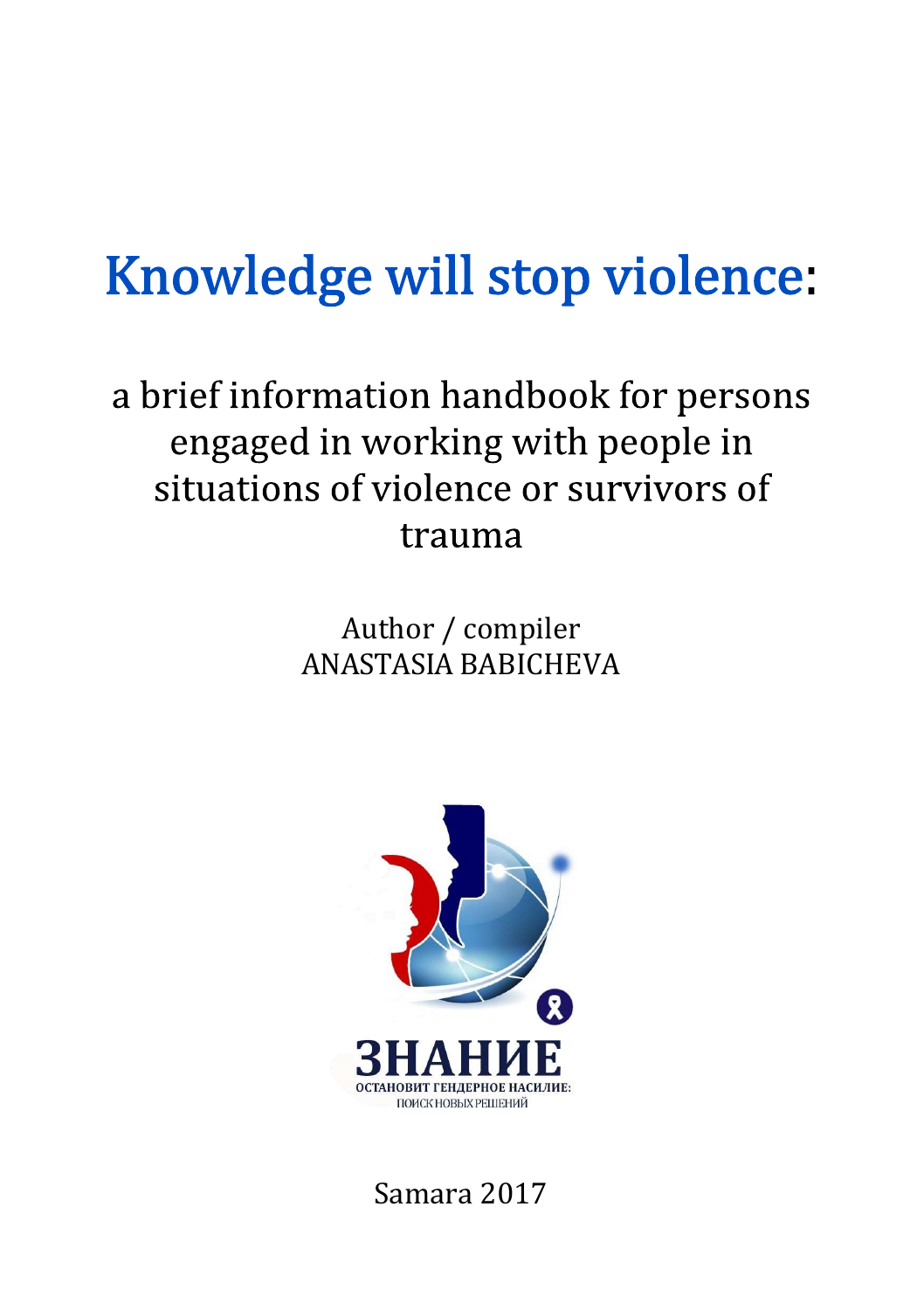# Knowledge will stop violence:

## a brief information handbook for persons engaged in working with people in situations of violence or survivors of trauma

Author / compiler
ANASTASIA BABICHEVA

ЗНАНИЕ
ОСТАНОВИТ ГЕНДЕРНОЕ НАСИЛИЕ:
ПОИСК НОВЫХ РЕШЕНИЙ

Samara 2017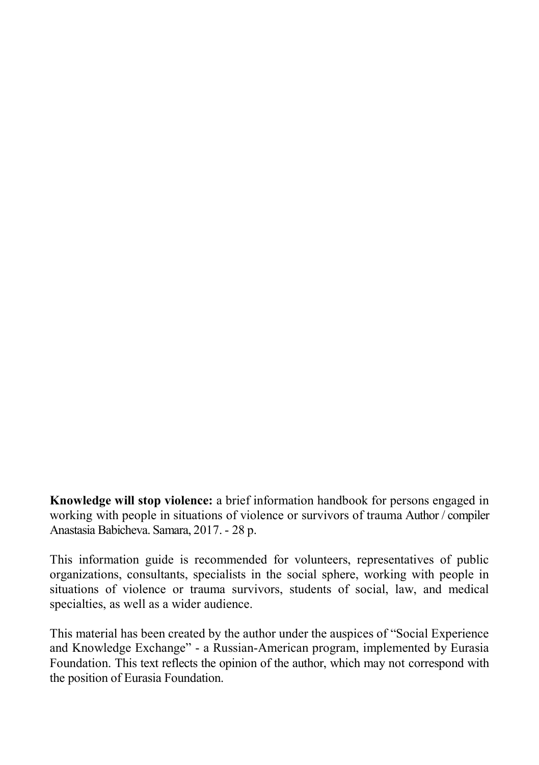**Knowledge will stop violence:** a brief information handbook for persons engaged in working with people in situations of violence or survivors of trauma Author / compiler Anastasia Babicheva. Samara, 2017. - 28 p.

This information guide is recommended for volunteers, representatives of public organizations, consultants, specialists in the social sphere, working with people in situations of violence or trauma survivors, students of social, law, and medical specialties, as well as a wider audience.

This material has been created by the author under the auspices of “Social Experience and Knowledge Exchange” - a Russian-American program, implemented by Eurasia Foundation. This text reflects the opinion of the author, which may not correspond with the position of Eurasia Foundation.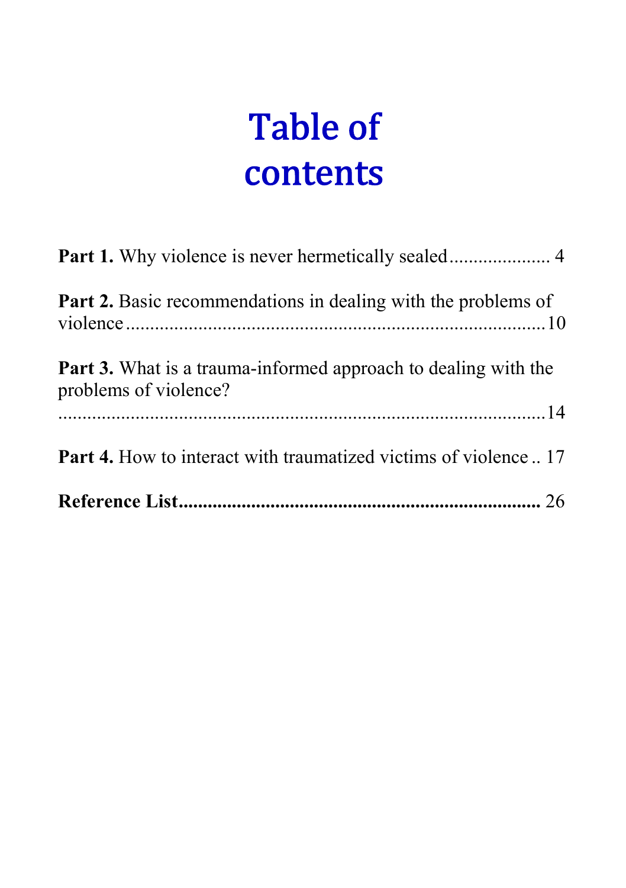# Table of contents

**Part 1.** Why violence is never hermetically sealed.................... 4

**Part 2.** Basic recommendations in dealing with the problems of violence........................................................................10

**Part 3.** What is a trauma-informed approach to dealing with the problems of violence?
..........................................................................................14

**Part 4.** How to interact with traumatized victims of violence .. 17

**Reference List**........................................................................ 26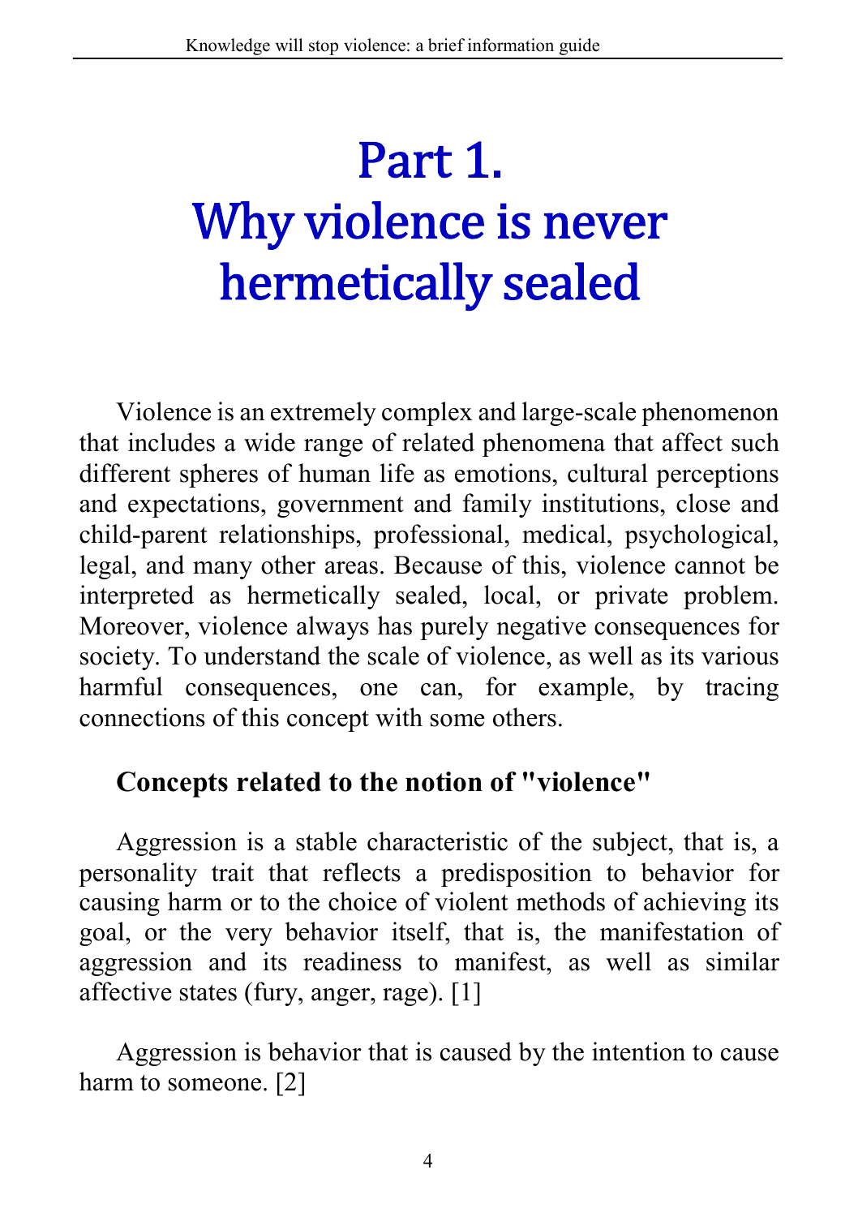# Part 1.
# Why violence is never hermetically sealed

Violence is an extremely complex and large-scale phenomenon that includes a wide range of related phenomena that affect such different spheres of human life as emotions, cultural perceptions and expectations, government and family institutions, close and child-parent relationships, professional, medical, psychological, legal, and many other areas. Because of this, violence cannot be interpreted as hermetically sealed, local, or private problem. Moreover, violence always has purely negative consequences for society. To understand the scale of violence, as well as its various harmful consequences, one can, for example, by tracing connections of this concept with some others.

## Concepts related to the notion of "violence"

Aggression is a stable characteristic of the subject, that is, a personality trait that reflects a predisposition to behavior for causing harm or to the choice of violent methods of achieving its goal, or the very behavior itself, that is, the manifestation of aggression and its readiness to manifest, as well as similar affective states (fury, anger, rage). [1]

Aggression is behavior that is caused by the intention to cause harm to someone. [2]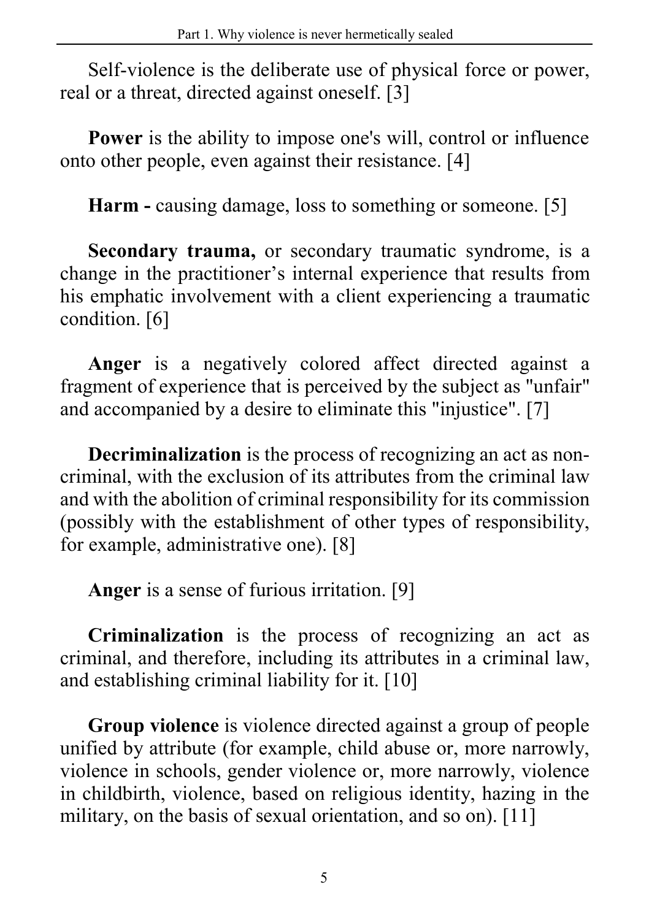Self-violence is the deliberate use of physical force or power, real or a threat, directed against oneself. [3]

**Power** is the ability to impose one's will, control or influence onto other people, even against their resistance. [4]

**Harm -** causing damage, loss to something or someone. [5]

**Secondary trauma,** or secondary traumatic syndrome, is a change in the practitioner's internal experience that results from his emphatic involvement with a client experiencing a traumatic condition. [6]

**Anger** is a negatively colored affect directed against a fragment of experience that is perceived by the subject as "unfair" and accompanied by a desire to eliminate this "injustice". [7]

**Decriminalization** is the process of recognizing an act as non-criminal, with the exclusion of its attributes from the criminal law and with the abolition of criminal responsibility for its commission (possibly with the establishment of other types of responsibility, for example, administrative one). [8]

**Anger** is a sense of furious irritation. [9]

**Criminalization** is the process of recognizing an act as criminal, and therefore, including its attributes in a criminal law, and establishing criminal liability for it. [10]

**Group violence** is violence directed against a group of people unified by attribute (for example, child abuse or, more narrowly, violence in schools, gender violence or, more narrowly, violence in childbirth, violence, based on religious identity, hazing in the military, on the basis of sexual orientation, and so on). [11]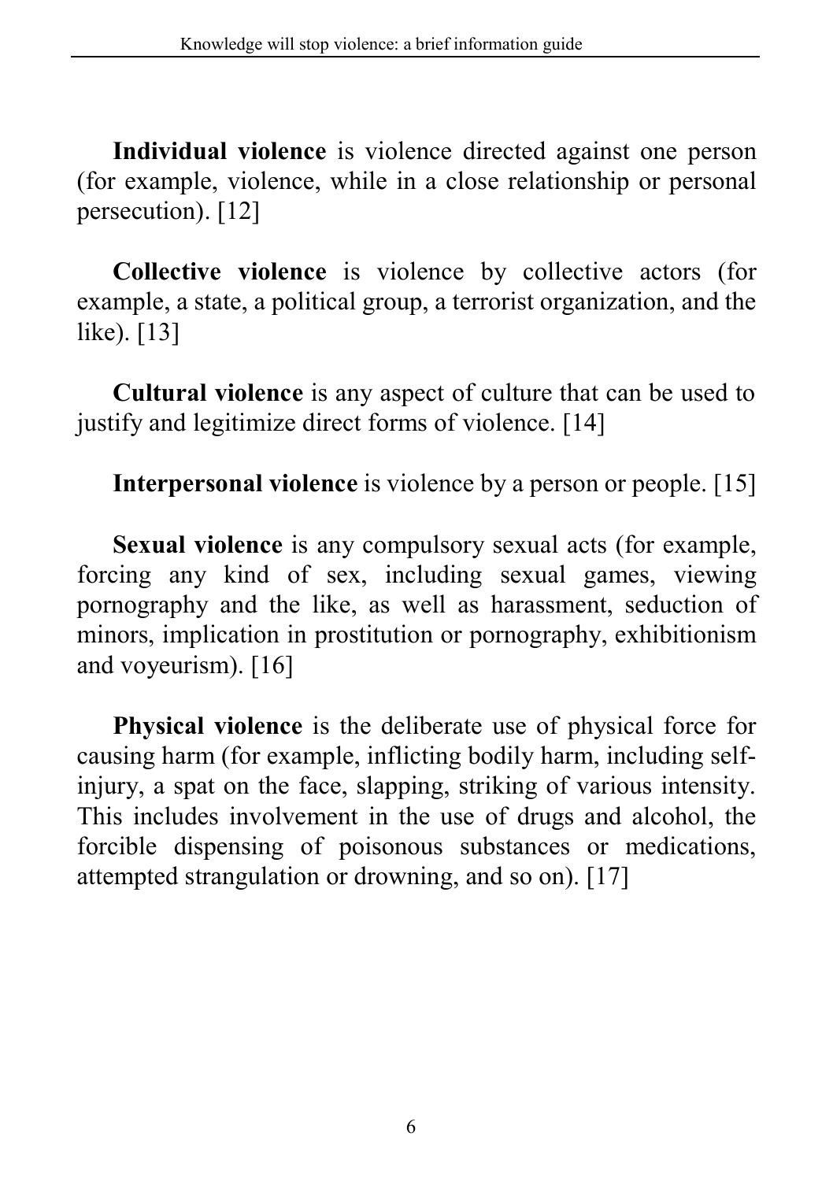**Individual violence** is violence directed against one person (for example, violence, while in a close relationship or personal persecution). [12]

**Collective violence** is violence by collective actors (for example, a state, a political group, a terrorist organization, and the like). [13]

**Cultural violence** is any aspect of culture that can be used to justify and legitimize direct forms of violence. [14]

**Interpersonal violence** is violence by a person or people. [15]

**Sexual violence** is any compulsory sexual acts (for example, forcing any kind of sex, including sexual games, viewing pornography and the like, as well as harassment, seduction of minors, implication in prostitution or pornography, exhibitionism and voyeurism). [16]

**Physical violence** is the deliberate use of physical force for causing harm (for example, inflicting bodily harm, including self-injury, a spat on the face, slapping, striking of various intensity. This includes involvement in the use of drugs and alcohol, the forcible dispensing of poisonous substances or medications, attempted strangulation or drowning, and so on). [17]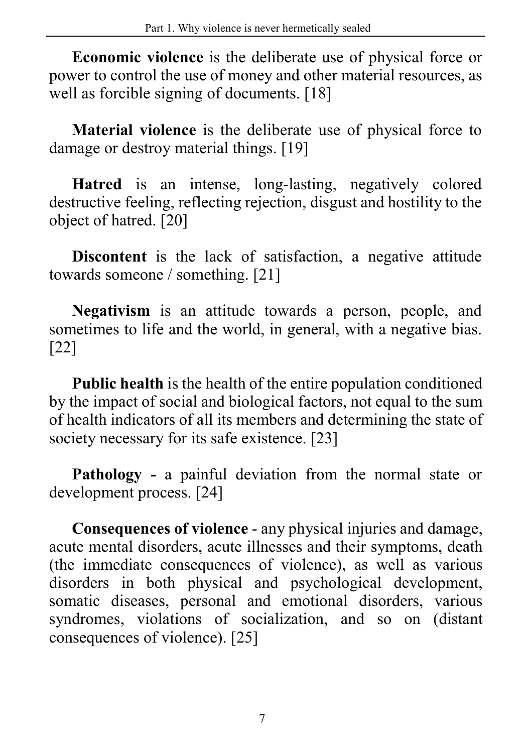**Economic violence** is the deliberate use of physical force or power to control the use of money and other material resources, as well as forcible signing of documents. [18]

**Material violence** is the deliberate use of physical force to damage or destroy material things. [19]

**Hatred** is an intense, long-lasting, negatively colored destructive feeling, reflecting rejection, disgust and hostility to the object of hatred. [20]

**Discontent** is the lack of satisfaction, a negative attitude towards someone / something. [21]

**Negativism** is an attitude towards a person, people, and sometimes to life and the world, in general, with a negative bias. [22]

**Public health** is the health of the entire population conditioned by the impact of social and biological factors, not equal to the sum of health indicators of all its members and determining the state of society necessary for its safe existence. [23]

**Pathology -** a painful deviation from the normal state or development process. [24]

**Consequences of violence** - any physical injuries and damage, acute mental disorders, acute illnesses and their symptoms, death (the immediate consequences of violence), as well as various disorders in both physical and psychological development, somatic diseases, personal and emotional disorders, various syndromes, violations of socialization, and so on (distant consequences of violence). [25]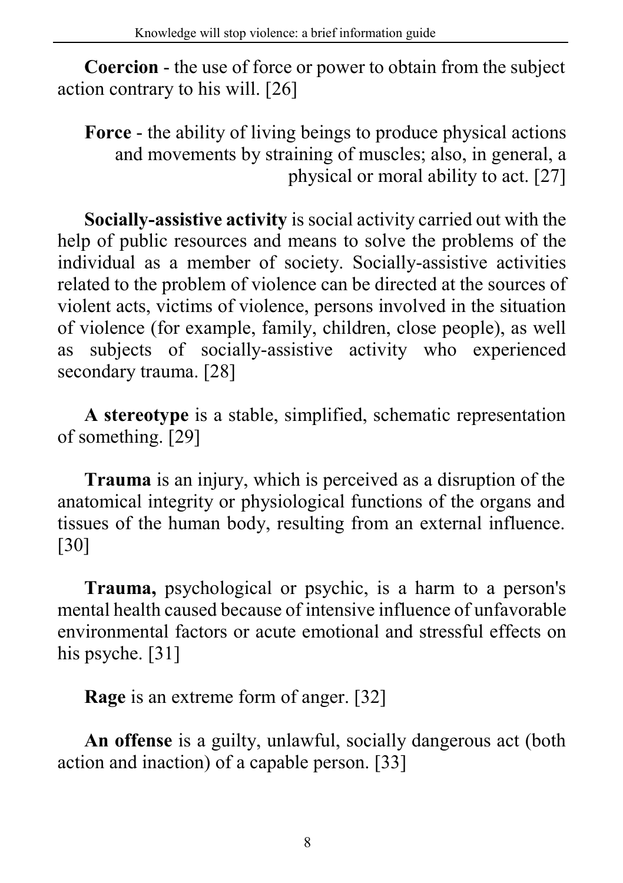**Coercion** - the use of force or power to obtain from the subject action contrary to his will. [26]

**Force** - the ability of living beings to produce physical actions and movements by straining of muscles; also, in general, a physical or moral ability to act. [27]

**Socially-assistive activity** is social activity carried out with the help of public resources and means to solve the problems of the individual as a member of society. Socially-assistive activities related to the problem of violence can be directed at the sources of violent acts, victims of violence, persons involved in the situation of violence (for example, family, children, close people), as well as subjects of socially-assistive activity who experienced secondary trauma. [28]

**A stereotype** is a stable, simplified, schematic representation of something. [29]

**Trauma** is an injury, which is perceived as a disruption of the anatomical integrity or physiological functions of the organs and tissues of the human body, resulting from an external influence. [30]

**Trauma,** psychological or psychic, is a harm to a person's mental health caused because of intensive influence of unfavorable environmental factors or acute emotional and stressful effects on his psyche. [31]

**Rage** is an extreme form of anger. [32]

**An offense** is a guilty, unlawful, socially dangerous act (both action and inaction) of a capable person. [33]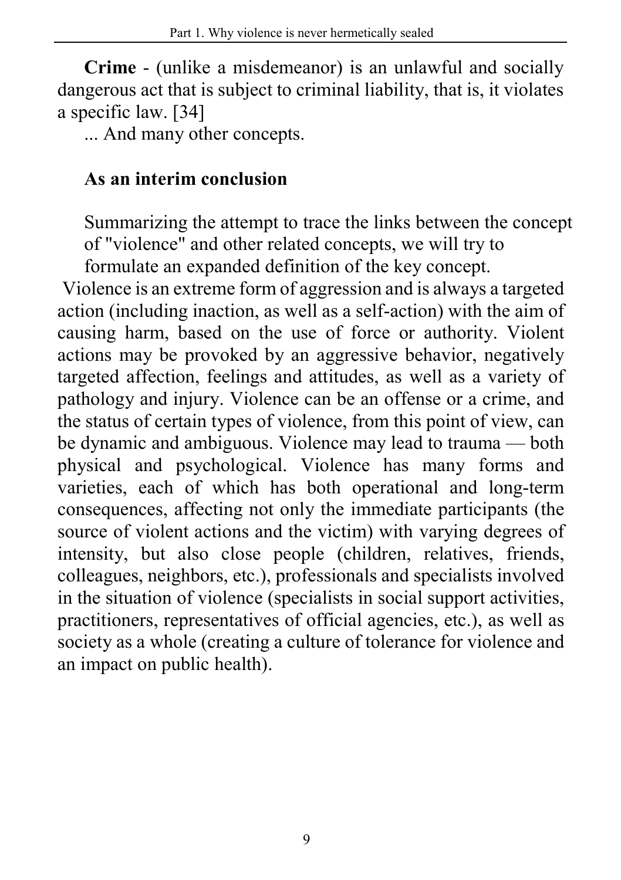**Crime** - (unlike a misdemeanor) is an unlawful and socially dangerous act that is subject to criminal liability, that is, it violates a specific law. [34]

... And many other concepts.

### As an interim conclusion

Summarizing the attempt to trace the links between the concept of "violence" and other related concepts, we will try to formulate an expanded definition of the key concept.

Violence is an extreme form of aggression and is always a targeted action (including inaction, as well as a self-action) with the aim of causing harm, based on the use of force or authority. Violent actions may be provoked by an aggressive behavior, negatively targeted affection, feelings and attitudes, as well as a variety of pathology and injury. Violence can be an offense or a crime, and the status of certain types of violence, from this point of view, can be dynamic and ambiguous. Violence may lead to trauma — both physical and psychological. Violence has many forms and varieties, each of which has both operational and long-term consequences, affecting not only the immediate participants (the source of violent actions and the victim) with varying degrees of intensity, but also close people (children, relatives, friends, colleagues, neighbors, etc.), professionals and specialists involved in the situation of violence (specialists in social support activities, practitioners, representatives of official agencies, etc.), as well as society as a whole (creating a culture of tolerance for violence and an impact on public health).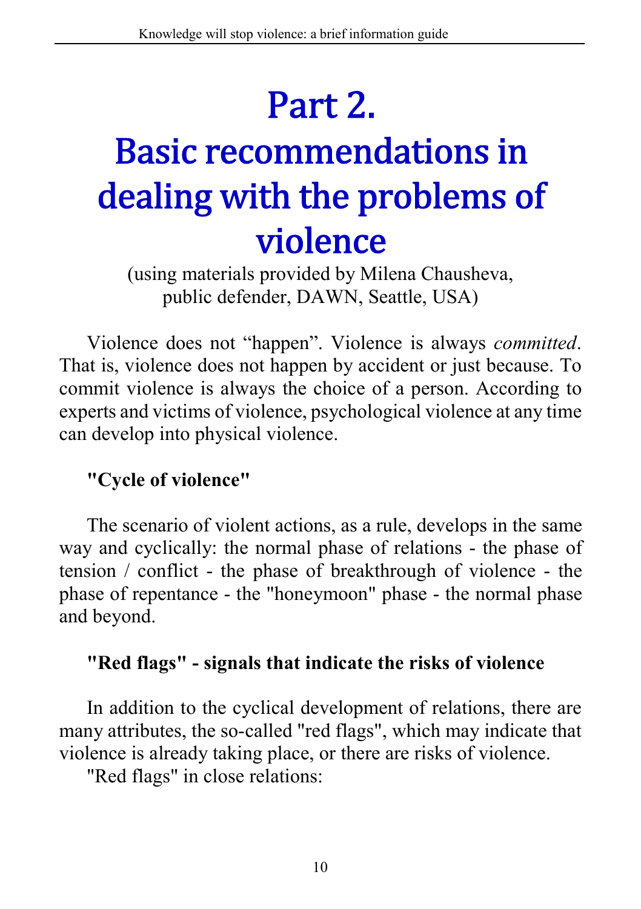# Part 2.
# Basic recommendations in dealing with the problems of violence

(using materials provided by Milena Chausheva, public defender, DAWN, Seattle, USA)

Violence does not “happen”. Violence is always *committed*. That is, violence does not happen by accident or just because. To commit violence is always the choice of a person. According to experts and victims of violence, psychological violence at any time can develop into physical violence.

**"Cycle of violence"**

The scenario of violent actions, as a rule, develops in the same way and cyclically: the normal phase of relations - the phase of tension / conflict - the phase of breakthrough of violence - the phase of repentance - the "honeymoon" phase - the normal phase and beyond.

**"Red flags" - signals that indicate the risks of violence**

In addition to the cyclical development of relations, there are many attributes, the so-called "red flags", which may indicate that violence is already taking place, or there are risks of violence.

"Red flags" in close relations: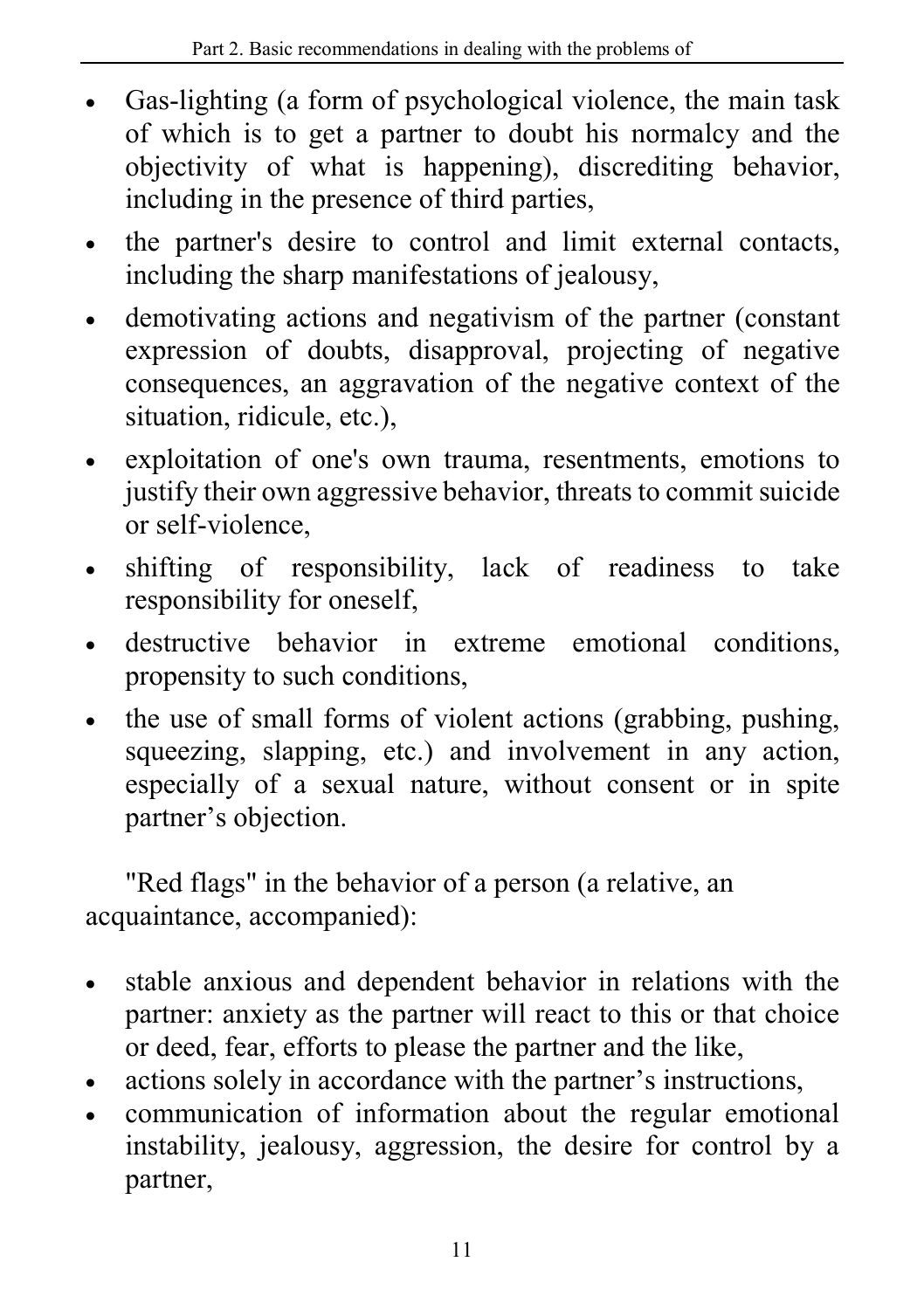- Gas-lighting (a form of psychological violence, the main task of which is to get a partner to doubt his normalcy and the objectivity of what is happening), discrediting behavior, including in the presence of third parties,
- the partner's desire to control and limit external contacts, including the sharp manifestations of jealousy,
- demotivating actions and negativism of the partner (constant expression of doubts, disapproval, projecting of negative consequences, an aggravation of the negative context of the situation, ridicule, etc.),
- exploitation of one's own trauma, resentments, emotions to justify their own aggressive behavior, threats to commit suicide or self-violence,
- shifting of responsibility, lack of readiness to take responsibility for oneself,
- destructive behavior in extreme emotional conditions, propensity to such conditions,
- the use of small forms of violent actions (grabbing, pushing, squeezing, slapping, etc.) and involvement in any action, especially of a sexual nature, without consent or in spite partner's objection.

"Red flags" in the behavior of a person (a relative, an acquaintance, accompanied):

- stable anxious and dependent behavior in relations with the partner: anxiety as the partner will react to this or that choice or deed, fear, efforts to please the partner and the like,
- actions solely in accordance with the partner's instructions,
- communication of information about the regular emotional instability, jealousy, aggression, the desire for control by a partner,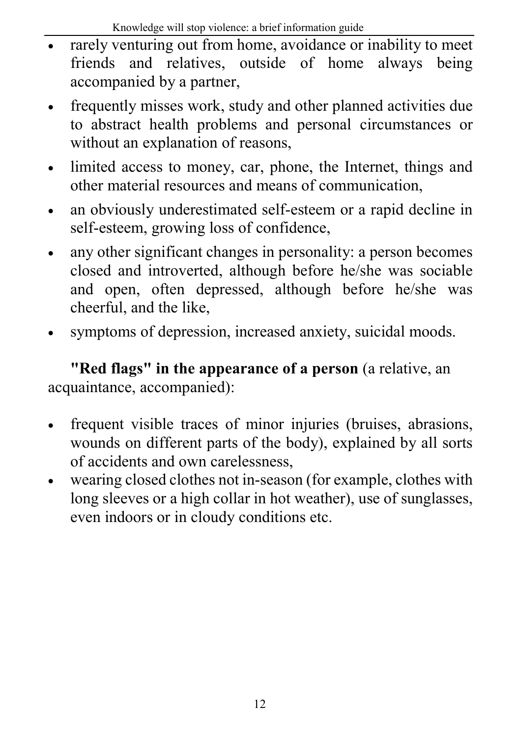- rarely venturing out from home, avoidance or inability to meet friends and relatives, outside of home always being accompanied by a partner,
- frequently misses work, study and other planned activities due to abstract health problems and personal circumstances or without an explanation of reasons,
- limited access to money, car, phone, the Internet, things and other material resources and means of communication,
- an obviously underestimated self-esteem or a rapid decline in self-esteem, growing loss of confidence,
- any other significant changes in personality: a person becomes closed and introverted, although before he/she was sociable and open, often depressed, although before he/she was cheerful, and the like,
- symptoms of depression, increased anxiety, suicidal moods.

**"Red flags" in the appearance of a person** (a relative, an acquaintance, accompanied):

- frequent visible traces of minor injuries (bruises, abrasions, wounds on different parts of the body), explained by all sorts of accidents and own carelessness,
- wearing closed clothes not in-season (for example, clothes with long sleeves or a high collar in hot weather), use of sunglasses, even indoors or in cloudy conditions etc.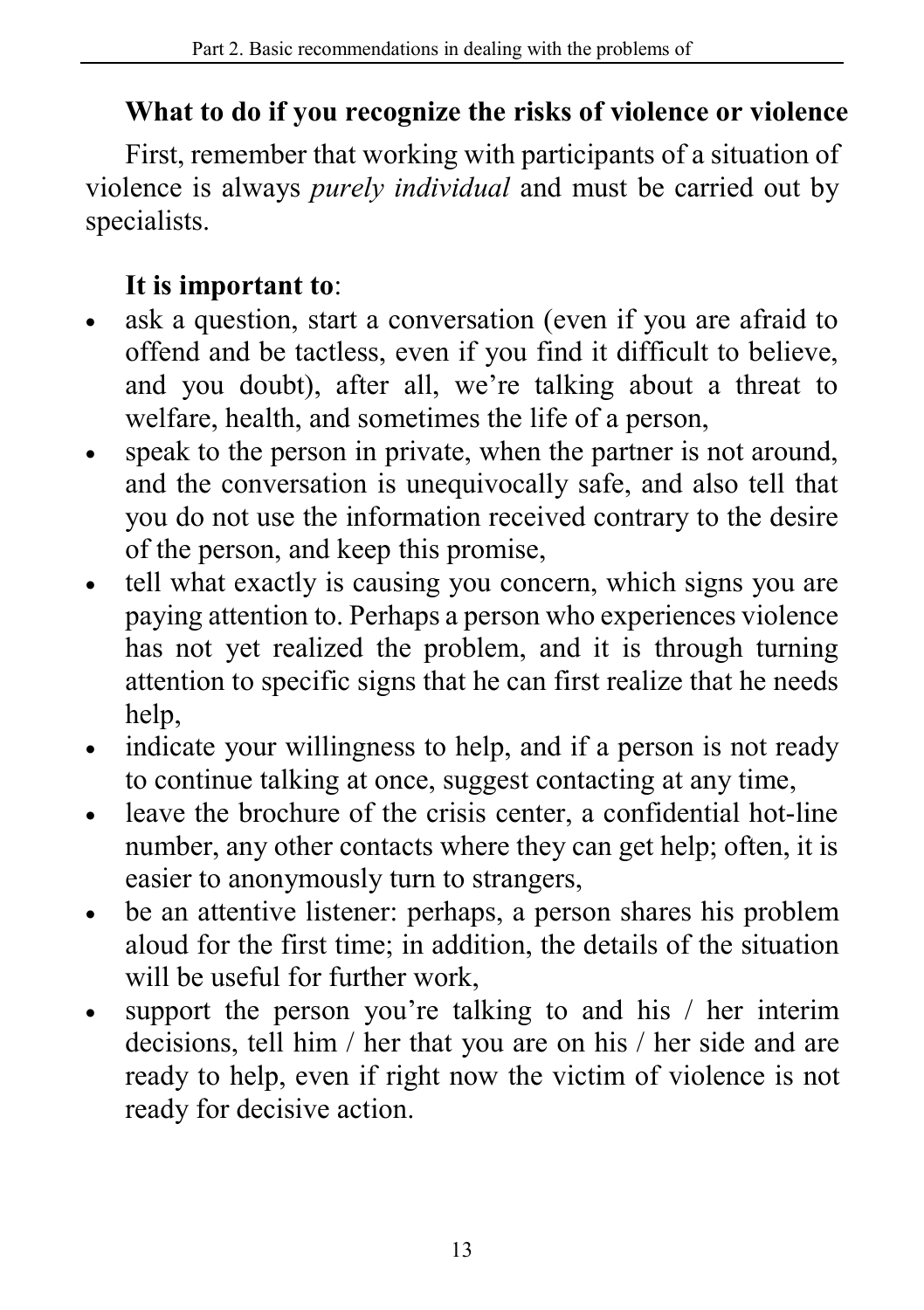## What to do if you recognize the risks of violence or violence

First, remember that working with participants of a situation of violence is always *purely individual* and must be carried out by specialists.

**It is important to**:

- ask a question, start a conversation (even if you are afraid to offend and be tactless, even if you find it difficult to believe, and you doubt), after all, we're talking about a threat to welfare, health, and sometimes the life of a person,
- speak to the person in private, when the partner is not around, and the conversation is unequivocally safe, and also tell that you do not use the information received contrary to the desire of the person, and keep this promise,
- tell what exactly is causing you concern, which signs you are paying attention to. Perhaps a person who experiences violence has not yet realized the problem, and it is through turning attention to specific signs that he can first realize that he needs help,
- indicate your willingness to help, and if a person is not ready to continue talking at once, suggest contacting at any time,
- leave the brochure of the crisis center, a confidential hot-line number, any other contacts where they can get help; often, it is easier to anonymously turn to strangers,
- be an attentive listener: perhaps, a person shares his problem aloud for the first time; in addition, the details of the situation will be useful for further work,
- support the person you're talking to and his / her interim decisions, tell him / her that you are on his / her side and are ready to help, even if right now the victim of violence is not ready for decisive action.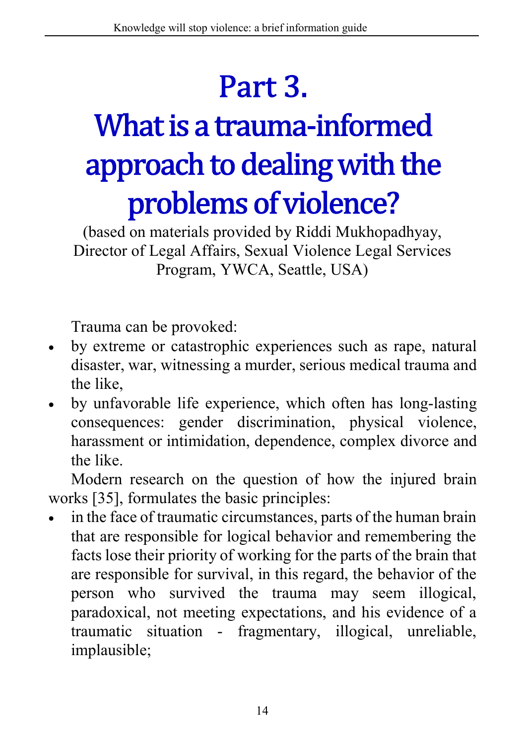# Part 3.
# What is a trauma-informed approach to dealing with the problems of violence?

(based on materials provided by Riddi Mukhopadhyay, Director of Legal Affairs, Sexual Violence Legal Services Program, YWCA, Seattle, USA)

Trauma can be provoked:

- by extreme or catastrophic experiences such as rape, natural disaster, war, witnessing a murder, serious medical trauma and the like,
- by unfavorable life experience, which often has long-lasting consequences: gender discrimination, physical violence, harassment or intimidation, dependence, complex divorce and the like.

Modern research on the question of how the injured brain works [35], formulates the basic principles:

- in the face of traumatic circumstances, parts of the human brain that are responsible for logical behavior and remembering the facts lose their priority of working for the parts of the brain that are responsible for survival, in this regard, the behavior of the person who survived the trauma may seem illogical, paradoxical, not meeting expectations, and his evidence of a traumatic situation - fragmentary, illogical, unreliable, implausible;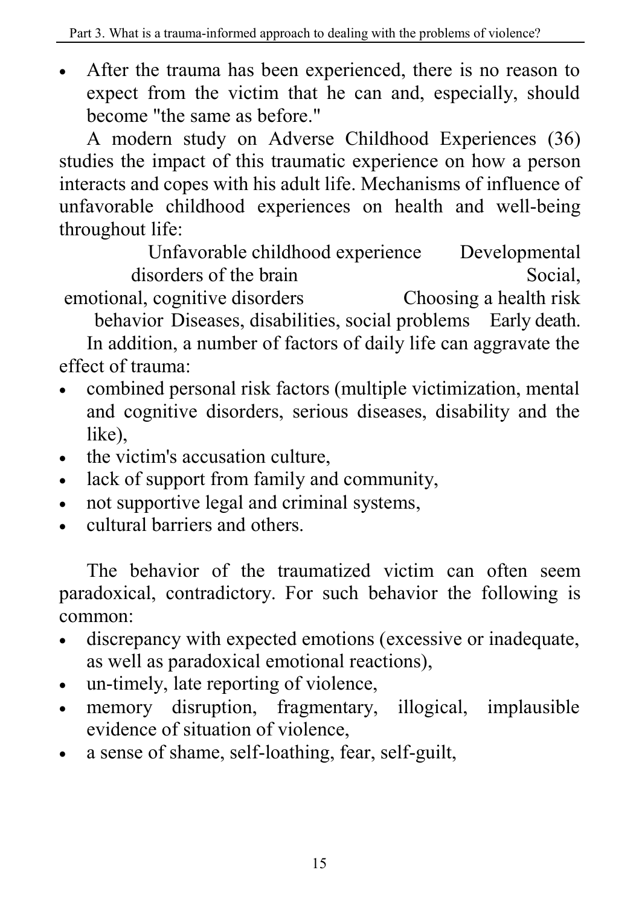- After the trauma has been experienced, there is no reason to expect from the victim that he can and, especially, should become "the same as before."

A modern study on Adverse Childhood Experiences (36) studies the impact of this traumatic experience on how a person interacts and copes with his adult life. Mechanisms of influence of unfavorable childhood experiences on health and well-being throughout life:

Unfavorable childhood experience Developmental disorders of the brain Social, emotional, cognitive disorders Choosing a health risk behavior Diseases, disabilities, social problems Early death.

In addition, a number of factors of daily life can aggravate the effect of trauma:

- combined personal risk factors (multiple victimization, mental and cognitive disorders, serious diseases, disability and the like),
- the victim's accusation culture,
- lack of support from family and community,
- not supportive legal and criminal systems,
- cultural barriers and others.

The behavior of the traumatized victim can often seem paradoxical, contradictory. For such behavior the following is common:

- discrepancy with expected emotions (excessive or inadequate, as well as paradoxical emotional reactions),
- un-timely, late reporting of violence,
- memory disruption, fragmentary, illogical, implausible evidence of situation of violence,
- a sense of shame, self-loathing, fear, self-guilt,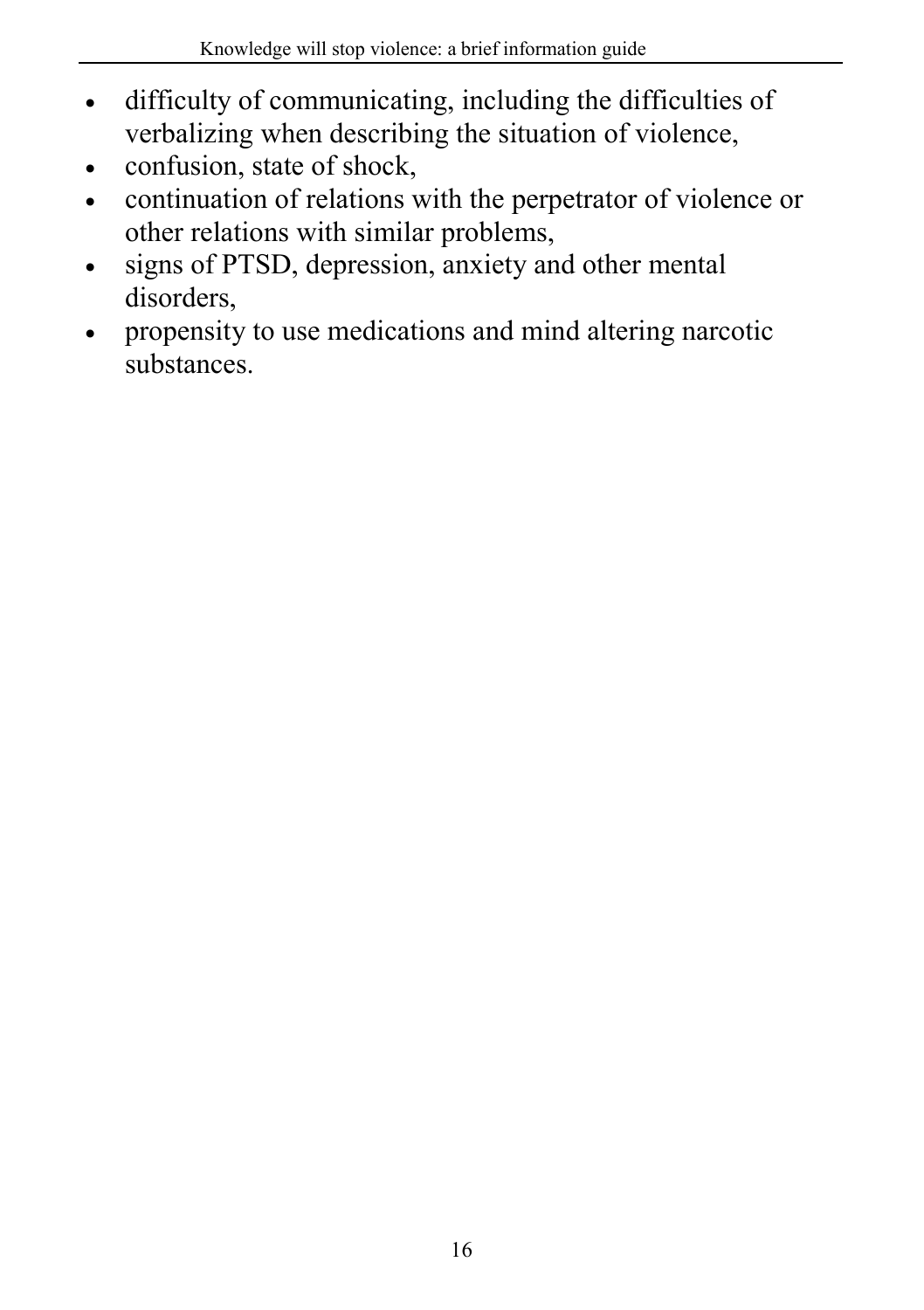- difficulty of communicating, including the difficulties of verbalizing when describing the situation of violence,
- confusion, state of shock,
- continuation of relations with the perpetrator of violence or other relations with similar problems,
- signs of PTSD, depression, anxiety and other mental disorders,
- propensity to use medications and mind altering narcotic substances.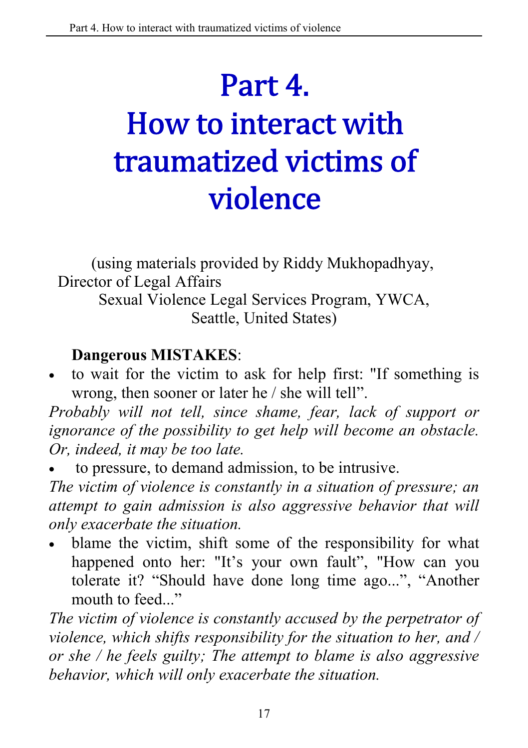# Part 4. How to interact with traumatized victims of violence

(using materials provided by Riddy Mukhopadhyay, Director of Legal Affairs
Sexual Violence Legal Services Program, YWCA, Seattle, United States)

**Dangerous MISTAKES**:

- to wait for the victim to ask for help first: "If something is wrong, then sooner or later he / she will tell".

*Probably will not tell, since shame, fear, lack of support or ignorance of the possibility to get help will become an obstacle. Or, indeed, it may be too late.*

- to pressure, to demand admission, to be intrusive.

*The victim of violence is constantly in a situation of pressure; an attempt to gain admission is also aggressive behavior that will only exacerbate the situation.*

- blame the victim, shift some of the responsibility for what happened onto her: "It's your own fault", "How can you tolerate it? "Should have done long time ago...", "Another mouth to feed..."

*The victim of violence is constantly accused by the perpetrator of violence, which shifts responsibility for the situation to her, and / or she / he feels guilty; The attempt to blame is also aggressive behavior, which will only exacerbate the situation.*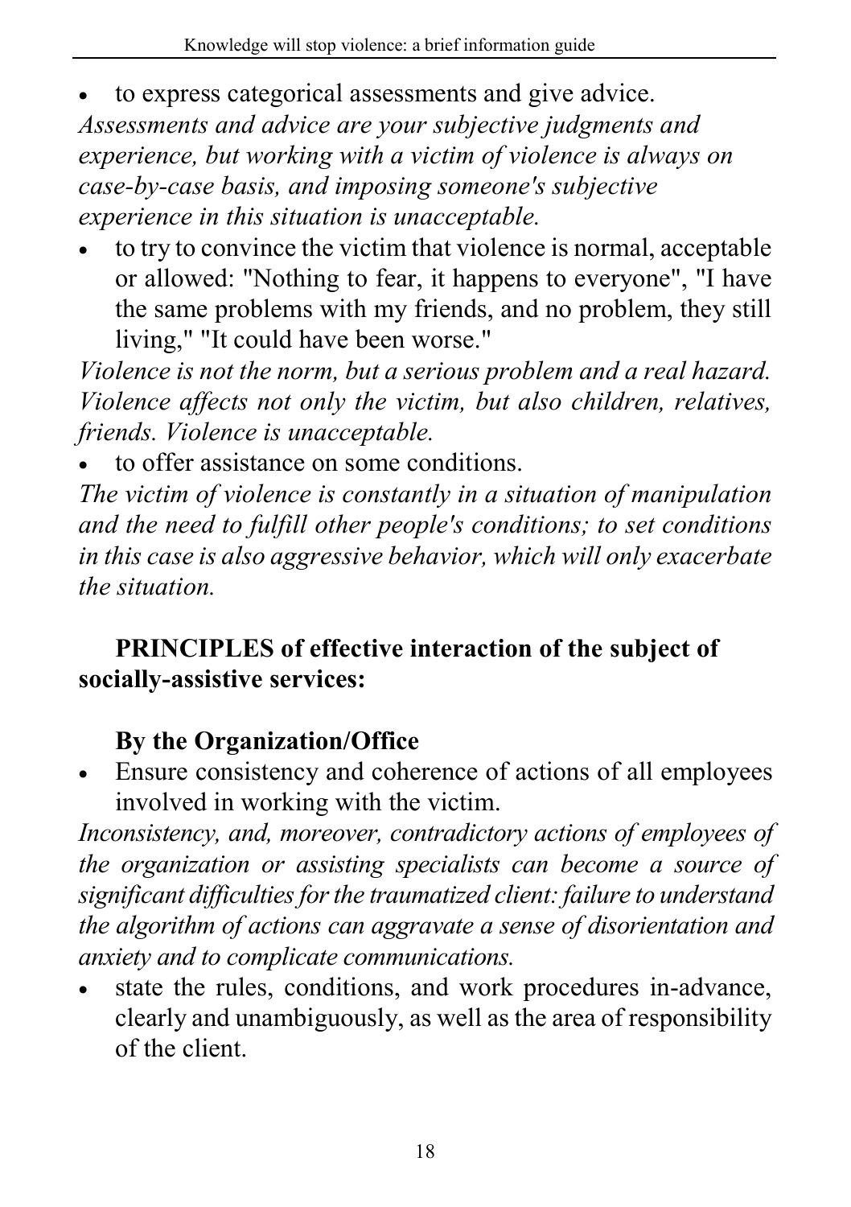- to express categorical assessments and give advice.

*Assessments and advice are your subjective judgments and experience, but working with a victim of violence is always on case-by-case basis, and imposing someone's subjective experience in this situation is unacceptable.*

- to try to convince the victim that violence is normal, acceptable or allowed: "Nothing to fear, it happens to everyone", "I have the same problems with my friends, and no problem, they still living," "It could have been worse."

*Violence is not the norm, but a serious problem and a real hazard. Violence affects not only the victim, but also children, relatives, friends. Violence is unacceptable.*

- to offer assistance on some conditions.

*The victim of violence is constantly in a situation of manipulation and the need to fulfill other people's conditions; to set conditions in this case is also aggressive behavior, which will only exacerbate the situation.*

**PRINCIPLES of effective interaction of the subject of socially-assistive services:**

**By the Organization/Office**

- Ensure consistency and coherence of actions of all employees involved in working with the victim.

*Inconsistency, and, moreover, contradictory actions of employees of the organization or assisting specialists can become a source of significant difficulties for the traumatized client: failure to understand the algorithm of actions can aggravate a sense of disorientation and anxiety and to complicate communications.*

- state the rules, conditions, and work procedures in-advance, clearly and unambiguously, as well as the area of responsibility of the client.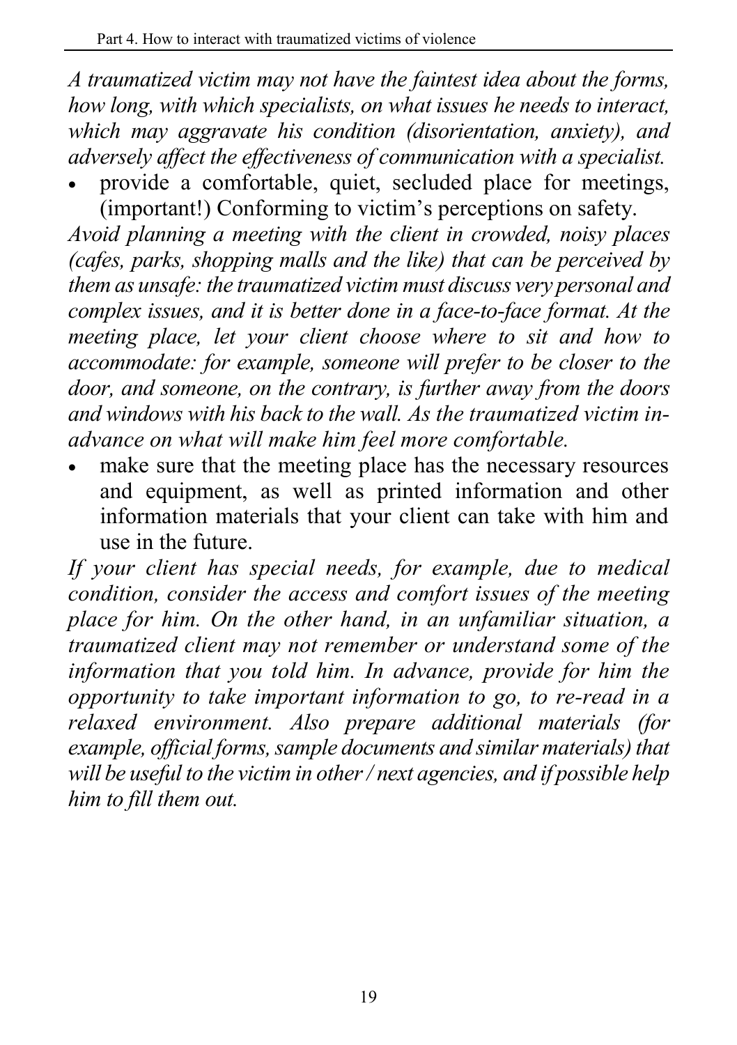*A traumatized victim may not have the faintest idea about the forms, how long, with which specialists, on what issues he needs to interact, which may aggravate his condition (disorientation, anxiety), and adversely affect the effectiveness of communication with a specialist.*

- provide a comfortable, quiet, secluded place for meetings, (important!) Conforming to victim's perceptions on safety.

*Avoid planning a meeting with the client in crowded, noisy places (cafes, parks, shopping malls and the like) that can be perceived by them as unsafe: the traumatized victim must discuss very personal and complex issues, and it is better done in a face-to-face format. At the meeting place, let your client choose where to sit and how to accommodate: for example, someone will prefer to be closer to the door, and someone, on the contrary, is further away from the doors and windows with his back to the wall. As the traumatized victim in-advance on what will make him feel more comfortable.*

- make sure that the meeting place has the necessary resources and equipment, as well as printed information and other information materials that your client can take with him and use in the future.

*If your client has special needs, for example, due to medical condition, consider the access and comfort issues of the meeting place for him. On the other hand, in an unfamiliar situation, a traumatized client may not remember or understand some of the information that you told him. In advance, provide for him the opportunity to take important information to go, to re-read in a relaxed environment. Also prepare additional materials (for example, official forms, sample documents and similar materials) that will be useful to the victim in other / next agencies, and if possible help him to fill them out.*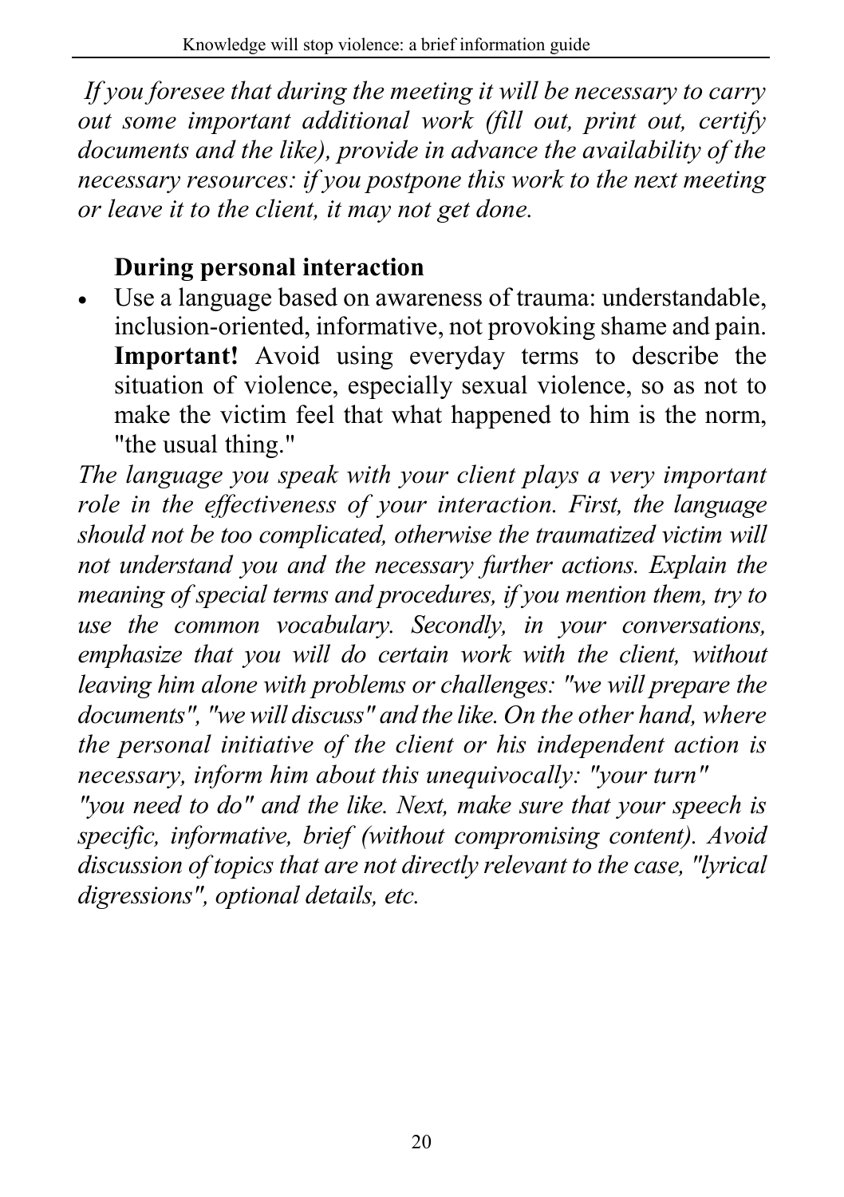*If you foresee that during the meeting it will be necessary to carry out some important additional work (fill out, print out, certify documents and the like), provide in advance the availability of the necessary resources: if you postpone this work to the next meeting or leave it to the client, it may not get done.*

### During personal interaction

- Use a language based on awareness of trauma: understandable, inclusion-oriented, informative, not provoking shame and pain. **Important!** Avoid using everyday terms to describe the situation of violence, especially sexual violence, so as not to make the victim feel that what happened to him is the norm, "the usual thing."

*The language you speak with your client plays a very important role in the effectiveness of your interaction. First, the language should not be too complicated, otherwise the traumatized victim will not understand you and the necessary further actions. Explain the meaning of special terms and procedures, if you mention them, try to use the common vocabulary. Secondly, in your conversations, emphasize that you will do certain work with the client, without leaving him alone with problems or challenges: "we will prepare the documents", "we will discuss" and the like. On the other hand, where the personal initiative of the client or his independent action is necessary, inform him about this unequivocally: "your turn" "you need to do" and the like. Next, make sure that your speech is specific, informative, brief (without compromising content). Avoid discussion of topics that are not directly relevant to the case, "lyrical digressions", optional details, etc.*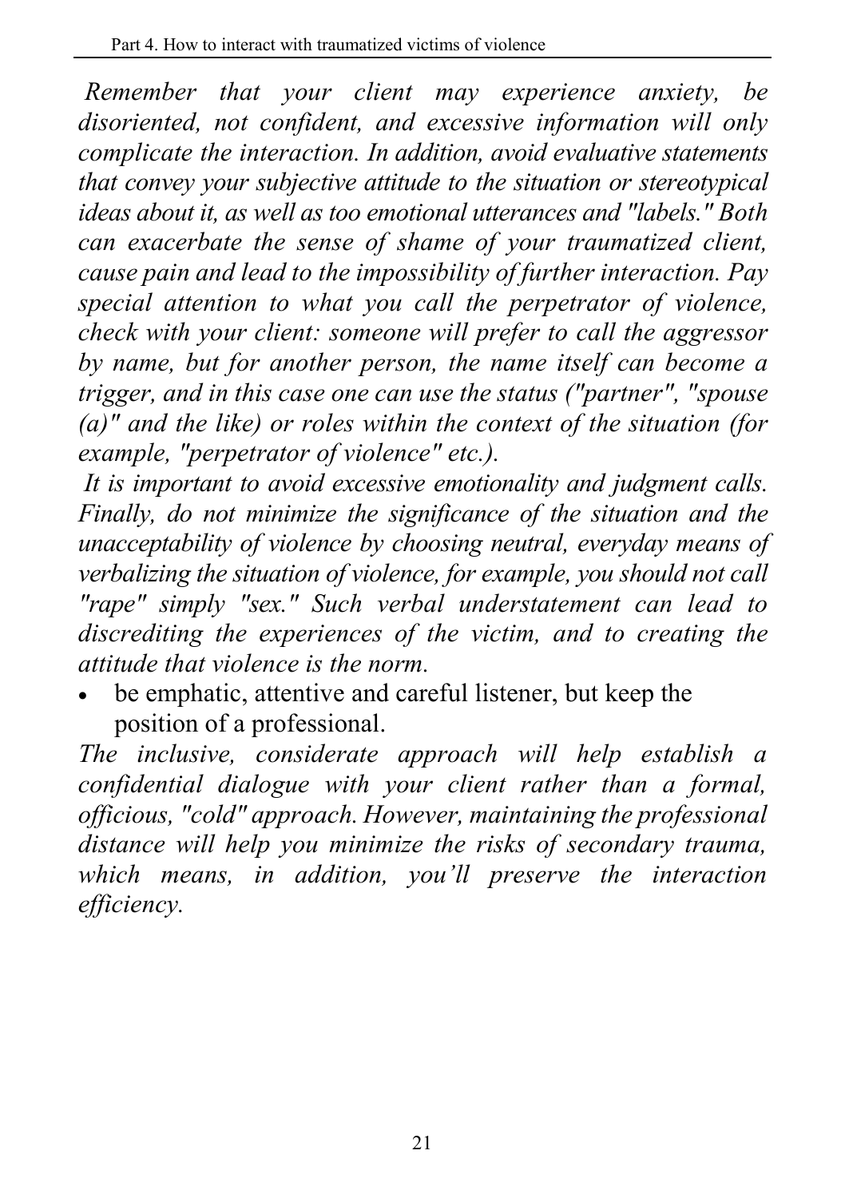*Remember that your client may experience anxiety, be disoriented, not confident, and excessive information will only complicate the interaction. In addition, avoid evaluative statements that convey your subjective attitude to the situation or stereotypical ideas about it, as well as too emotional utterances and "labels." Both can exacerbate the sense of shame of your traumatized client, cause pain and lead to the impossibility of further interaction. Pay special attention to what you call the perpetrator of violence, check with your client: someone will prefer to call the aggressor by name, but for another person, the name itself can become a trigger, and in this case one can use the status ("partner", "spouse (a)" and the like) or roles within the context of the situation (for example, "perpetrator of violence" etc.).*

*It is important to avoid excessive emotionality and judgment calls. Finally, do not minimize the significance of the situation and the unacceptability of violence by choosing neutral, everyday means of verbalizing the situation of violence, for example, you should not call "rape" simply "sex." Such verbal understatement can lead to discrediting the experiences of the victim, and to creating the attitude that violence is the norm.*

- be emphatic, attentive and careful listener, but keep the position of a professional.

*The inclusive, considerate approach will help establish a confidential dialogue with your client rather than a formal, officious, "cold" approach. However, maintaining the professional distance will help you minimize the risks of secondary trauma, which means, in addition, you'll preserve the interaction efficiency.*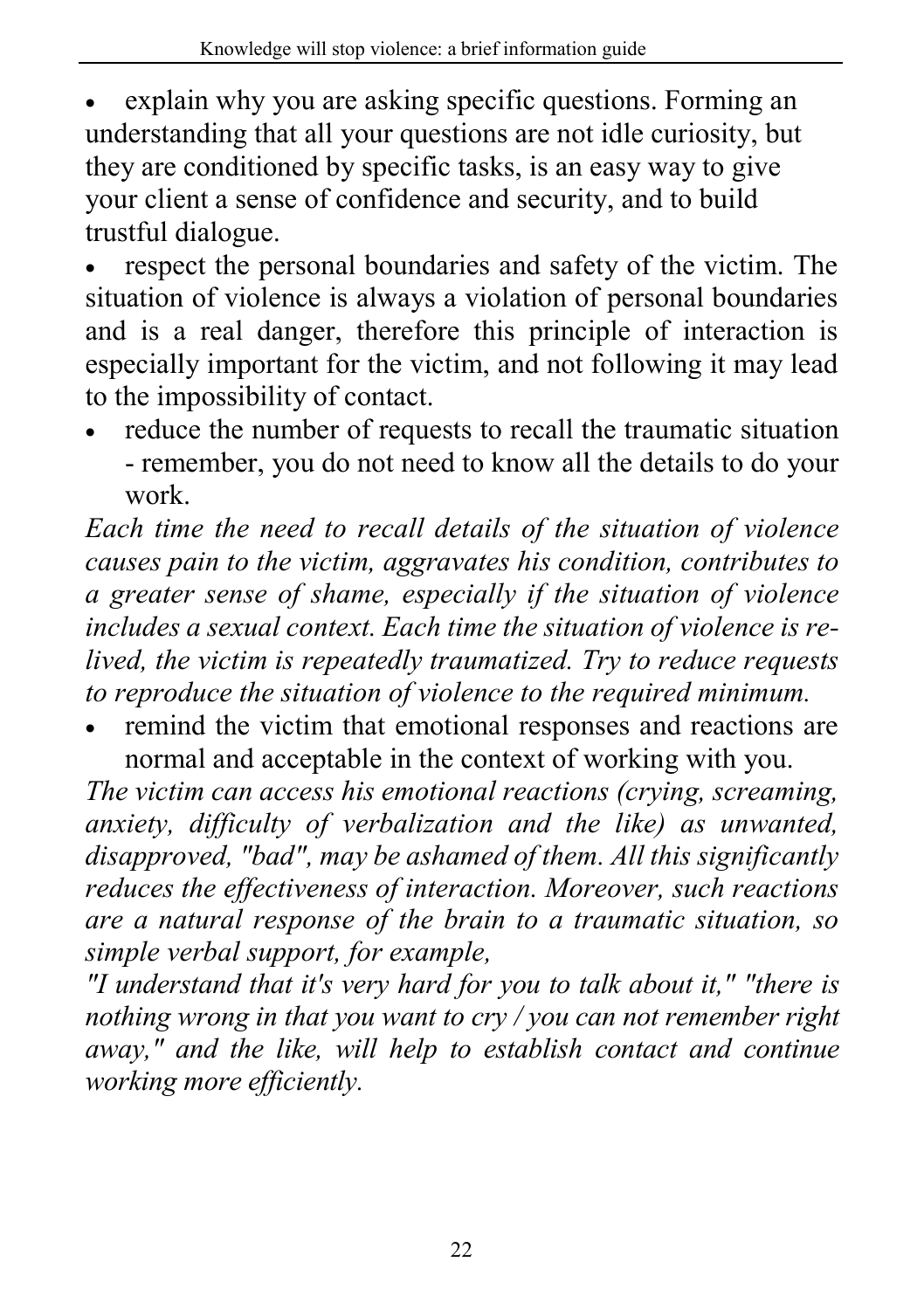- explain why you are asking specific questions. Forming an understanding that all your questions are not idle curiosity, but they are conditioned by specific tasks, is an easy way to give your client a sense of confidence and security, and to build trustful dialogue.
- respect the personal boundaries and safety of the victim. The situation of violence is always a violation of personal boundaries and is a real danger, therefore this principle of interaction is especially important for the victim, and not following it may lead to the impossibility of contact.
- reduce the number of requests to recall the traumatic situation - remember, you do not need to know all the details to do your work.

*Each time the need to recall details of the situation of violence causes pain to the victim, aggravates his condition, contributes to a greater sense of shame, especially if the situation of violence includes a sexual context. Each time the situation of violence is re-lived, the victim is repeatedly traumatized. Try to reduce requests to reproduce the situation of violence to the required minimum.*

- remind the victim that emotional responses and reactions are normal and acceptable in the context of working with you.

*The victim can access his emotional reactions (crying, screaming, anxiety, difficulty of verbalization and the like) as unwanted, disapproved, "bad", may be ashamed of them. All this significantly reduces the effectiveness of interaction. Moreover, such reactions are a natural response of the brain to a traumatic situation, so simple verbal support, for example,*

*"I understand that it's very hard for you to talk about it," "there is nothing wrong in that you want to cry / you can not remember right away," and the like, will help to establish contact and continue working more efficiently.*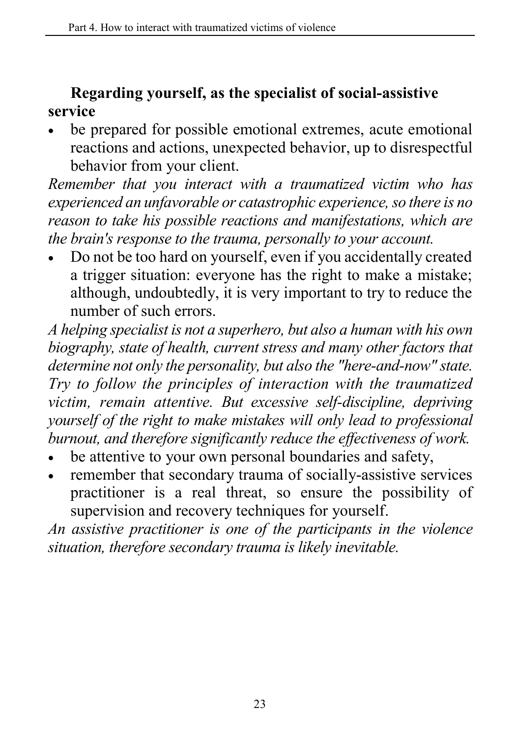**Regarding yourself, as the specialist of social-assistive service**

- be prepared for possible emotional extremes, acute emotional reactions and actions, unexpected behavior, up to disrespectful behavior from your client.

*Remember that you interact with a traumatized victim who has experienced an unfavorable or catastrophic experience, so there is no reason to take his possible reactions and manifestations, which are the brain's response to the trauma, personally to your account.*

- Do not be too hard on yourself, even if you accidentally created a trigger situation: everyone has the right to make a mistake; although, undoubtedly, it is very important to try to reduce the number of such errors.

*A helping specialist is not a superhero, but also a human with his own biography, state of health, current stress and many other factors that determine not only the personality, but also the "here-and-now" state. Try to follow the principles of interaction with the traumatized victim, remain attentive. But excessive self-discipline, depriving yourself of the right to make mistakes will only lead to professional burnout, and therefore significantly reduce the effectiveness of work.*

- be attentive to your own personal boundaries and safety,
- remember that secondary trauma of socially-assistive services practitioner is a real threat, so ensure the possibility of supervision and recovery techniques for yourself.

*An assistive practitioner is one of the participants in the violence situation, therefore secondary trauma is likely inevitable.*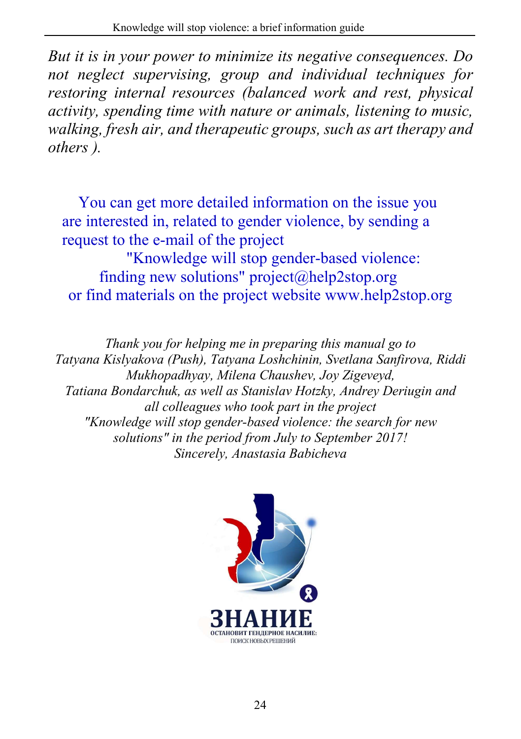*But it is in your power to minimize its negative consequences. Do not neglect supervising, group and individual techniques for restoring internal resources (balanced work and rest, physical activity, spending time with nature or animals, listening to music, walking, fresh air, and therapeutic groups, such as art therapy and others ).*

You can get more detailed information on the issue you are interested in, related to gender violence, by sending a request to the e-mail of the project "Knowledge will stop gender-based violence: finding new solutions" project@help2stop.org or find materials on the project website www.help2stop.org

*Thank you for helping me in preparing this manual go to Tatyana Kislyakova (Push), Tatyana Loshchinin, Svetlana Sanfirova, Riddi Mukhopadhyay, Milena Chaushev, Joy Zigeveyd, Tatiana Bondarchuk, as well as Stanislav Hotzky, Andrey Deriugin and all colleagues who took part in the project "Knowledge will stop gender-based violence: the search for new solutions" in the period from July to September 2017!*
*Sincerely, Anastasia Babicheva*

ЗНАНИЕ
ОСТАНОВИТ ГЕНДЕРНОЕ НАСИЛИЕ:
ПОИСК НОВЫХ РЕШЕНИЙ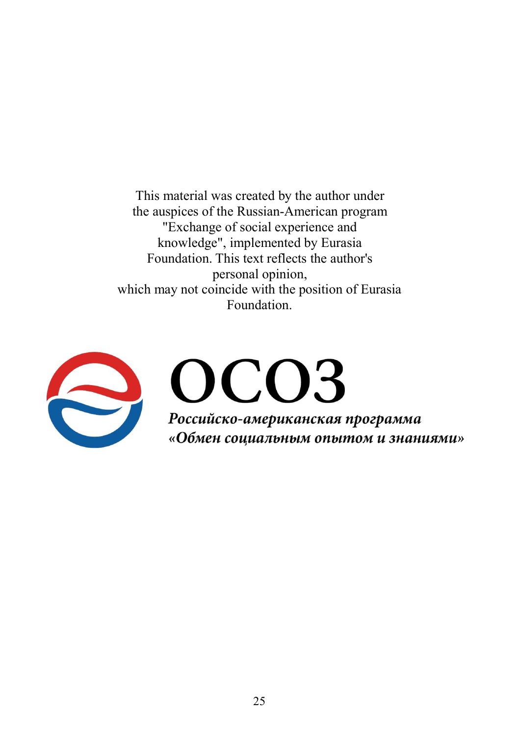This material was created by the author under the auspices of the Russian-American program "Exchange of social experience and knowledge", implemented by Eurasia Foundation. This text reflects the author's personal opinion, which may not coincide with the position of Eurasia Foundation.

# ОСОЗ

***Российско-американская программа «Обмен социальным опытом и знаниями»***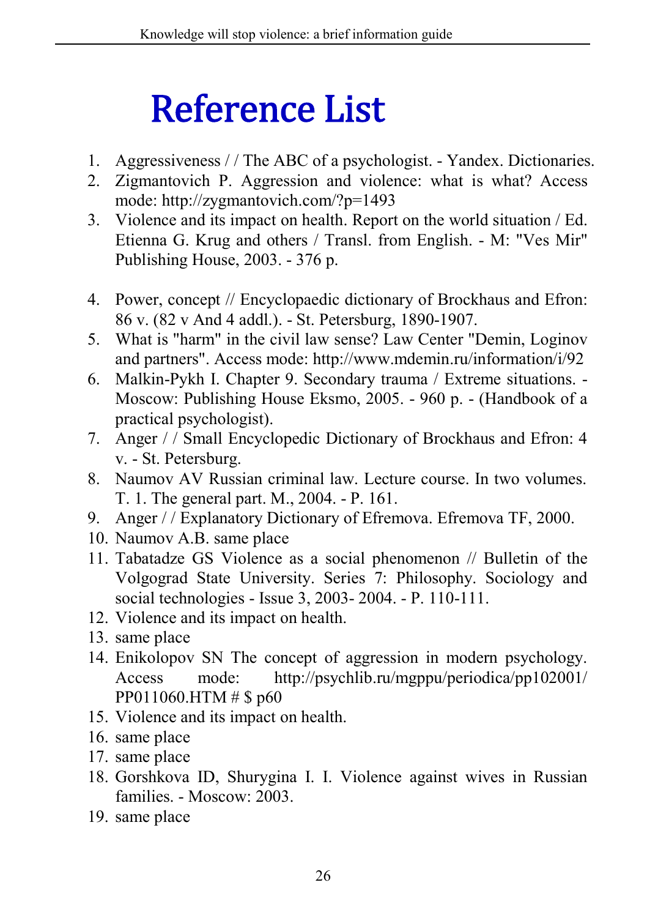# Reference List

1. Aggressiveness / / The ABC of a psychologist. - Yandex. Dictionaries.
2. Zigmantovich P. Aggression and violence: what is what? Access mode: http://zygmantovich.com/?p=1493
3. Violence and its impact on health. Report on the world situation / Ed. Etienna G. Krug and others / Transl. from English. - M: "Ves Mir" Publishing House, 2003. - 376 p.
4. Power, concept // Encyclopaedic dictionary of Brockhaus and Efron: 86 v. (82 v And 4 addl.). - St. Petersburg, 1890-1907.
5. What is "harm" in the civil law sense? Law Center "Demin, Loginov and partners". Access mode: http://www.mdemin.ru/information/i/92
6. Malkin-Pykh I. Chapter 9. Secondary trauma / Extreme situations. - Moscow: Publishing House Eksmo, 2005. - 960 p. - (Handbook of a practical psychologist).
7. Anger / / Small Encyclopedic Dictionary of Brockhaus and Efron: 4 v. - St. Petersburg.
8. Naumov AV Russian criminal law. Lecture course. In two volumes. T. 1. The general part. M., 2004. - P. 161.
9. Anger / / Explanatory Dictionary of Efremova. Efremova TF, 2000.
10. Naumov A.B. same place
11. Tabatadze GS Violence as a social phenomenon // Bulletin of the Volgograd State University. Series 7: Philosophy. Sociology and social technologies - Issue 3, 2003- 2004. - P. 110-111.
12. Violence and its impact on health.
13. same place
14. Enikolopov SN The concept of aggression in modern psychology. Access mode: http://psychlib.ru/mgppu/periodica/pp102001/PP011060.HTM # $ p60
15. Violence and its impact on health.
16. same place
17. same place
18. Gorshkova ID, Shurygina I. I. Violence against wives in Russian families. - Moscow: 2003.
19. same place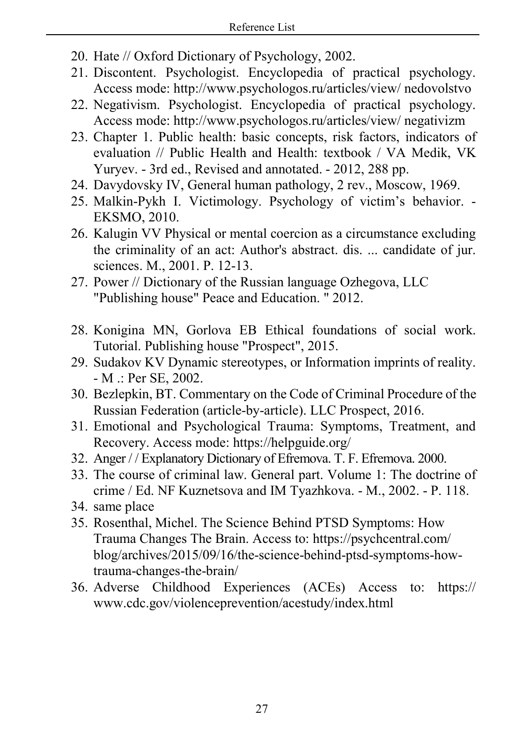20. Hate // Oxford Dictionary of Psychology, 2002.
21. Discontent. Psychologist. Encyclopedia of practical psychology. Access mode: http://www.psychologos.ru/articles/view/ nedovolstvo
22. Negativism. Psychologist. Encyclopedia of practical psychology. Access mode: http://www.psychologos.ru/articles/view/ negativizm
23. Chapter 1. Public health: basic concepts, risk factors, indicators of evaluation // Public Health and Health: textbook / VA Medik, VK Yuryev. - 3rd ed., Revised and annotated. - 2012, 288 pp.
24. Davydovsky IV, General human pathology, 2 rev., Moscow, 1969.
25. Malkin-Pykh I. Victimology. Psychology of victim's behavior. - EKSMO, 2010.
26. Kalugin VV Physical or mental coercion as a circumstance excluding the criminality of an act: Author's abstract. dis. ... candidate of jur. sciences. M., 2001. P. 12-13.
27. Power // Dictionary of the Russian language Ozhegova, LLC "Publishing house" Peace and Education. " 2012.
28. Konigina MN, Gorlova EB Ethical foundations of social work. Tutorial. Publishing house "Prospect", 2015.
29. Sudakov KV Dynamic stereotypes, or Information imprints of reality. - M .: Per SE, 2002.
30. Bezlepkin, BT. Commentary on the Code of Criminal Procedure of the Russian Federation (article-by-article). LLC Prospect, 2016.
31. Emotional and Psychological Trauma: Symptoms, Treatment, and Recovery. Access mode: https://helpguide.org/
32. Anger / / Explanatory Dictionary of Efremova. T. F. Efremova. 2000.
33. The course of criminal law. General part. Volume 1: The doctrine of crime / Ed. NF Kuznetsova and IM Tyazhkova. - M., 2002. - P. 118.
34. same place
35. Rosenthal, Michel. The Science Behind PTSD Symptoms: How Trauma Changes The Brain. Access to: https://psychcentral.com/ blog/archives/2015/09/16/the-science-behind-ptsd-symptoms-how-trauma-changes-the-brain/
36. Adverse Childhood Experiences (ACEs) Access to: https:// www.cdc.gov/violenceprevention/acestudy/index.html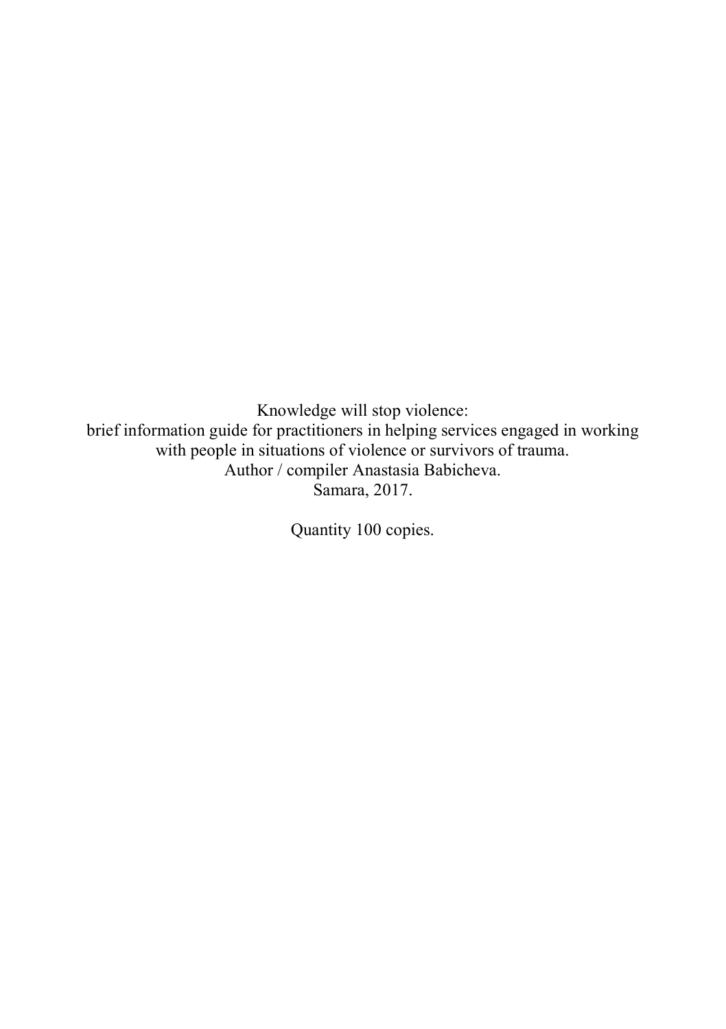Knowledge will stop violence:
brief information guide for practitioners in helping services engaged in working with people in situations of violence or survivors of trauma.
Author / compiler Anastasia Babicheva.
Samara, 2017.

Quantity 100 copies.